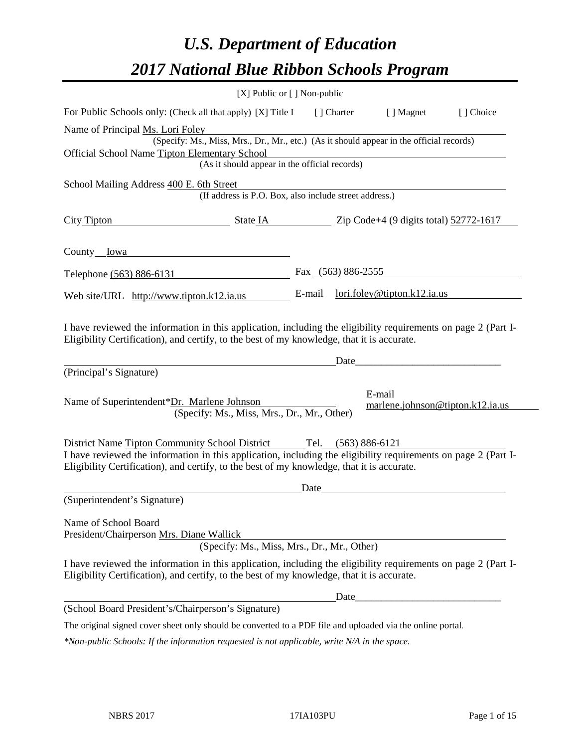# *U.S. Department of Education*
# *2017 National Blue Ribbon Schools Program*

[X] Public or [ ] Non-public

For Public Schools only: (Check all that apply) [X] Title I [ ] Charter [ ] Magnet [ ] Choice

Name of Principal Ms. Lori Foley
(Specify: Ms., Miss, Mrs., Dr., Mr., etc.) (As it should appear in the official records)

Official School Name Tipton Elementary School
(As it should appear in the official records)

School Mailing Address 400 E. 6th Street
(If address is P.O. Box, also include street address.)

City Tipton State IA Zip Code+4 (9 digits total) 52772-1617

County Iowa

Telephone (563) 886-6131 Fax (563) 886-2555

Web site/URL http://www.tipton.k12.ia.us E-mail lori.foley@tipton.k12.ia.us

I have reviewed the information in this application, including the eligibility requirements on page 2 (Part I-Eligibility Certification), and certify, to the best of my knowledge, that it is accurate.

_________________________________________ Date_____________________

(Principal's Signature)

Name of Superintendent*Dr. Marlene Johnson E-mail marlene.johnson@tipton.k12.ia.us
(Specify: Ms., Miss, Mrs., Dr., Mr., Other)

District Name Tipton Community School District Tel. (563) 886-6121

I have reviewed the information in this application, including the eligibility requirements on page 2 (Part I-Eligibility Certification), and certify, to the best of my knowledge, that it is accurate.

_________________________________________ Date_____________________

(Superintendent's Signature)

Name of School Board
President/Chairperson Mrs. Diane Wallick
(Specify: Ms., Miss, Mrs., Dr., Mr., Other)

I have reviewed the information in this application, including the eligibility requirements on page 2 (Part I-Eligibility Certification), and certify, to the best of my knowledge, that it is accurate.

_________________________________________ Date_____________________

(School Board President's/Chairperson's Signature)

The original signed cover sheet only should be converted to a PDF file and uploaded via the online portal.

*\*Non-public Schools: If the information requested is not applicable, write N/A in the space.*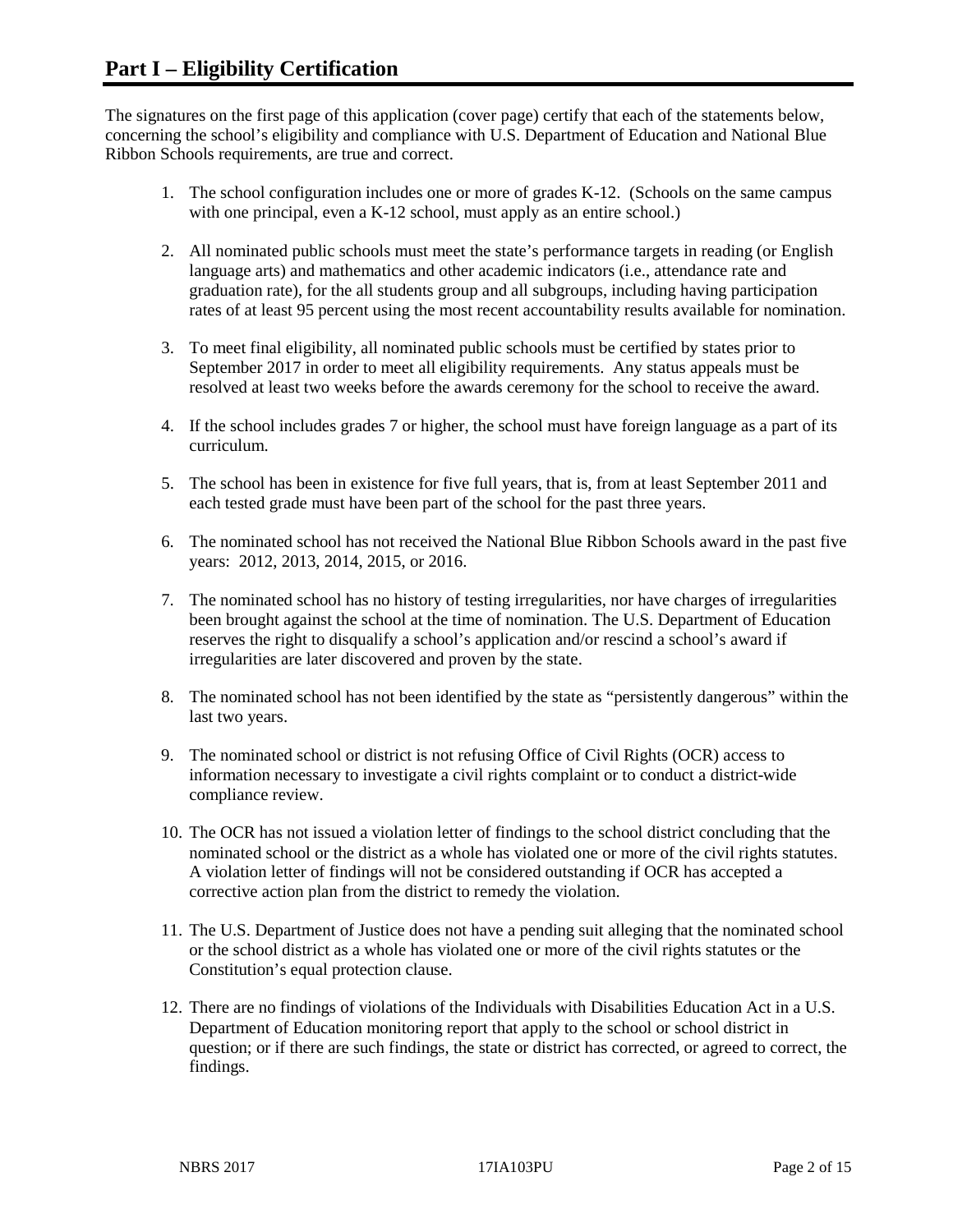# Part I – Eligibility Certification

The signatures on the first page of this application (cover page) certify that each of the statements below, concerning the school's eligibility and compliance with U.S. Department of Education and National Blue Ribbon Schools requirements, are true and correct.

1. The school configuration includes one or more of grades K-12. (Schools on the same campus with one principal, even a K-12 school, must apply as an entire school.)

2. All nominated public schools must meet the state's performance targets in reading (or English language arts) and mathematics and other academic indicators (i.e., attendance rate and graduation rate), for the all students group and all subgroups, including having participation rates of at least 95 percent using the most recent accountability results available for nomination.

3. To meet final eligibility, all nominated public schools must be certified by states prior to September 2017 in order to meet all eligibility requirements. Any status appeals must be resolved at least two weeks before the awards ceremony for the school to receive the award.

4. If the school includes grades 7 or higher, the school must have foreign language as a part of its curriculum.

5. The school has been in existence for five full years, that is, from at least September 2011 and each tested grade must have been part of the school for the past three years.

6. The nominated school has not received the National Blue Ribbon Schools award in the past five years: 2012, 2013, 2014, 2015, or 2016.

7. The nominated school has no history of testing irregularities, nor have charges of irregularities been brought against the school at the time of nomination. The U.S. Department of Education reserves the right to disqualify a school's application and/or rescind a school's award if irregularities are later discovered and proven by the state.

8. The nominated school has not been identified by the state as "persistently dangerous" within the last two years.

9. The nominated school or district is not refusing Office of Civil Rights (OCR) access to information necessary to investigate a civil rights complaint or to conduct a district-wide compliance review.

10. The OCR has not issued a violation letter of findings to the school district concluding that the nominated school or the district as a whole has violated one or more of the civil rights statutes. A violation letter of findings will not be considered outstanding if OCR has accepted a corrective action plan from the district to remedy the violation.

11. The U.S. Department of Justice does not have a pending suit alleging that the nominated school or the school district as a whole has violated one or more of the civil rights statutes or the Constitution's equal protection clause.

12. There are no findings of violations of the Individuals with Disabilities Education Act in a U.S. Department of Education monitoring report that apply to the school or school district in question; or if there are such findings, the state or district has corrected, or agreed to correct, the findings.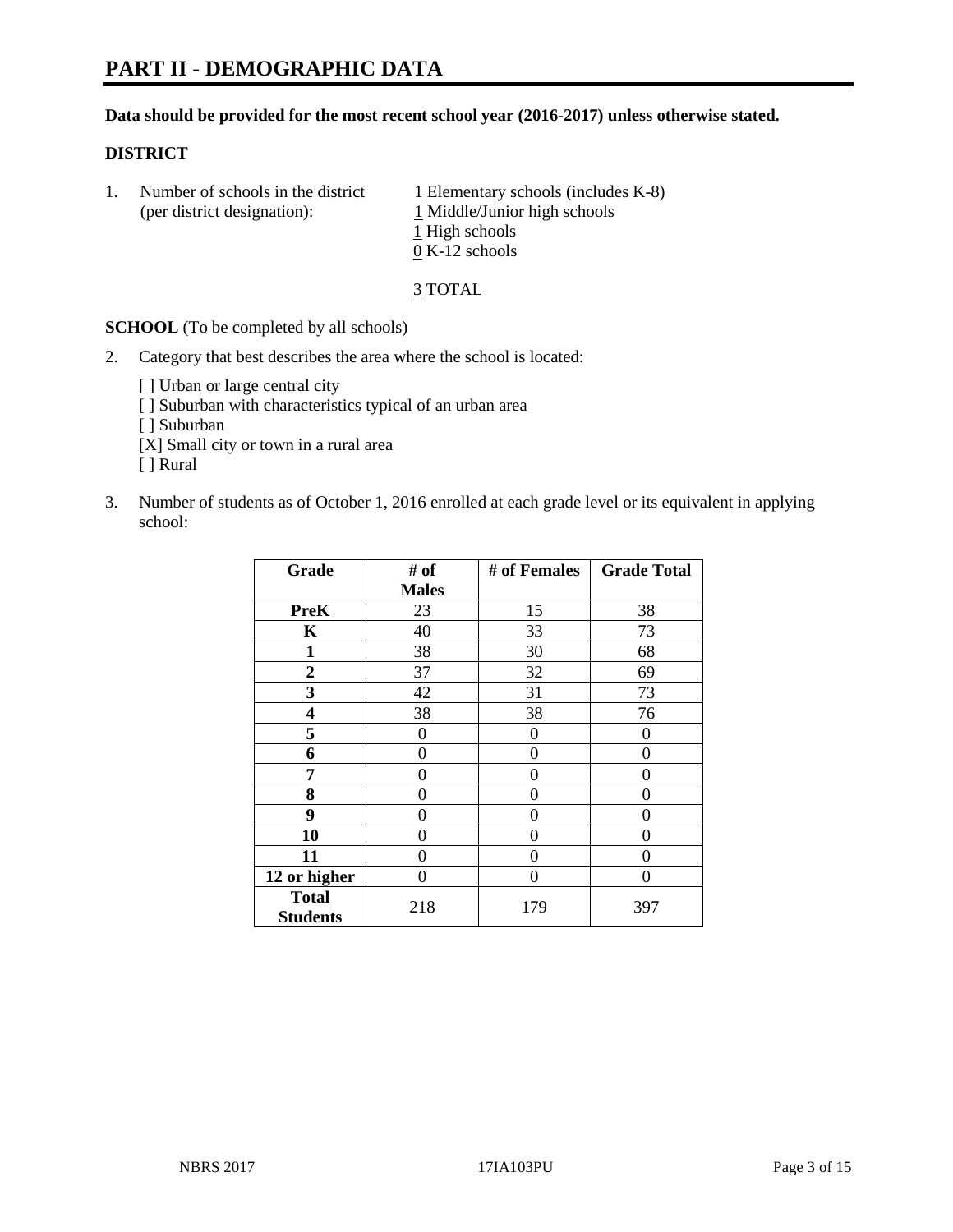# PART II - DEMOGRAPHIC DATA

**Data should be provided for the most recent school year (2016-2017) unless otherwise stated.**

**DISTRICT**

1. Number of schools in the district (per district designation):
   - 1 Elementary schools (includes K-8)
   - 1 Middle/Junior high schools
   - 1 High schools
   - 0 K-12 schools

   3 TOTAL

**SCHOOL** (To be completed by all schools)

2. Category that best describes the area where the school is located:

   [ ] Urban or large central city
   [ ] Suburban with characteristics typical of an urban area
   [ ] Suburban
   [X] Small city or town in a rural area
   [ ] Rural

3. Number of students as of October 1, 2016 enrolled at each grade level or its equivalent in applying school:

| Grade | # of Males | # of Females | Grade Total |
|---|---|---|---|
| **PreK** | 23 | 15 | 38 |
| **K** | 40 | 33 | 73 |
| **1** | 38 | 30 | 68 |
| **2** | 37 | 32 | 69 |
| **3** | 42 | 31 | 73 |
| **4** | 38 | 38 | 76 |
| **5** | 0 | 0 | 0 |
| **6** | 0 | 0 | 0 |
| **7** | 0 | 0 | 0 |
| **8** | 0 | 0 | 0 |
| **9** | 0 | 0 | 0 |
| **10** | 0 | 0 | 0 |
| **11** | 0 | 0 | 0 |
| **12 or higher** | 0 | 0 | 0 |
| **Total Students** | 218 | 179 | 397 |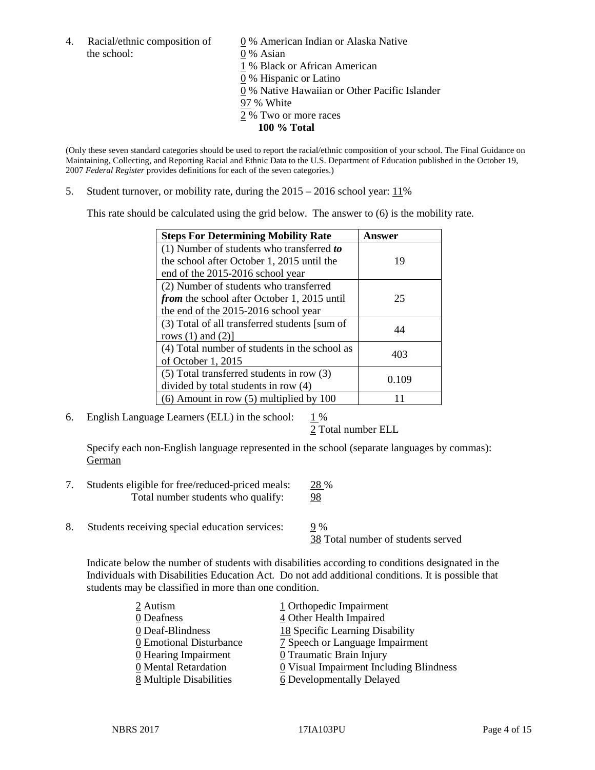4. Racial/ethnic composition of the school:

0 % American Indian or Alaska Native
0 % Asian
1 % Black or African American
0 % Hispanic or Latino
0 % Native Hawaiian or Other Pacific Islander
97 % White
2 % Two or more races
**100 % Total**

(Only these seven standard categories should be used to report the racial/ethnic composition of your school. The Final Guidance on Maintaining, Collecting, and Reporting Racial and Ethnic Data to the U.S. Department of Education published in the October 19, 2007 *Federal Register* provides definitions for each of the seven categories.)

5. Student turnover, or mobility rate, during the 2015 – 2016 school year: 11%

This rate should be calculated using the grid below. The answer to (6) is the mobility rate.

| **Steps For Determining Mobility Rate** | **Answer** |
|---|---|
| (1) Number of students who transferred ***to*** the school after October 1, 2015 until the end of the 2015-2016 school year | 19 |
| (2) Number of students who transferred ***from*** the school after October 1, 2015 until the end of the 2015-2016 school year | 25 |
| (3) Total of all transferred students [sum of rows (1) and (2)] | 44 |
| (4) Total number of students in the school as of October 1, 2015 | 403 |
| (5) Total transferred students in row (3) divided by total students in row (4) | 0.109 |
| (6) Amount in row (5) multiplied by 100 | 11 |

6. English Language Learners (ELL) in the school: 1 %
2 Total number ELL

Specify each non-English language represented in the school (separate languages by commas):
German

7. Students eligible for free/reduced-priced meals: 28 %
Total number students who qualify: 98

8. Students receiving special education services: 9 %
38 Total number of students served

Indicate below the number of students with disabilities according to conditions designated in the Individuals with Disabilities Education Act. Do not add additional conditions. It is possible that students may be classified in more than one condition.

2 Autism
0 Deafness
0 Deaf-Blindness
0 Emotional Disturbance
0 Hearing Impairment
0 Mental Retardation
8 Multiple Disabilities
1 Orthopedic Impairment
4 Other Health Impaired
18 Specific Learning Disability
7 Speech or Language Impairment
0 Traumatic Brain Injury
0 Visual Impairment Including Blindness
6 Developmentally Delayed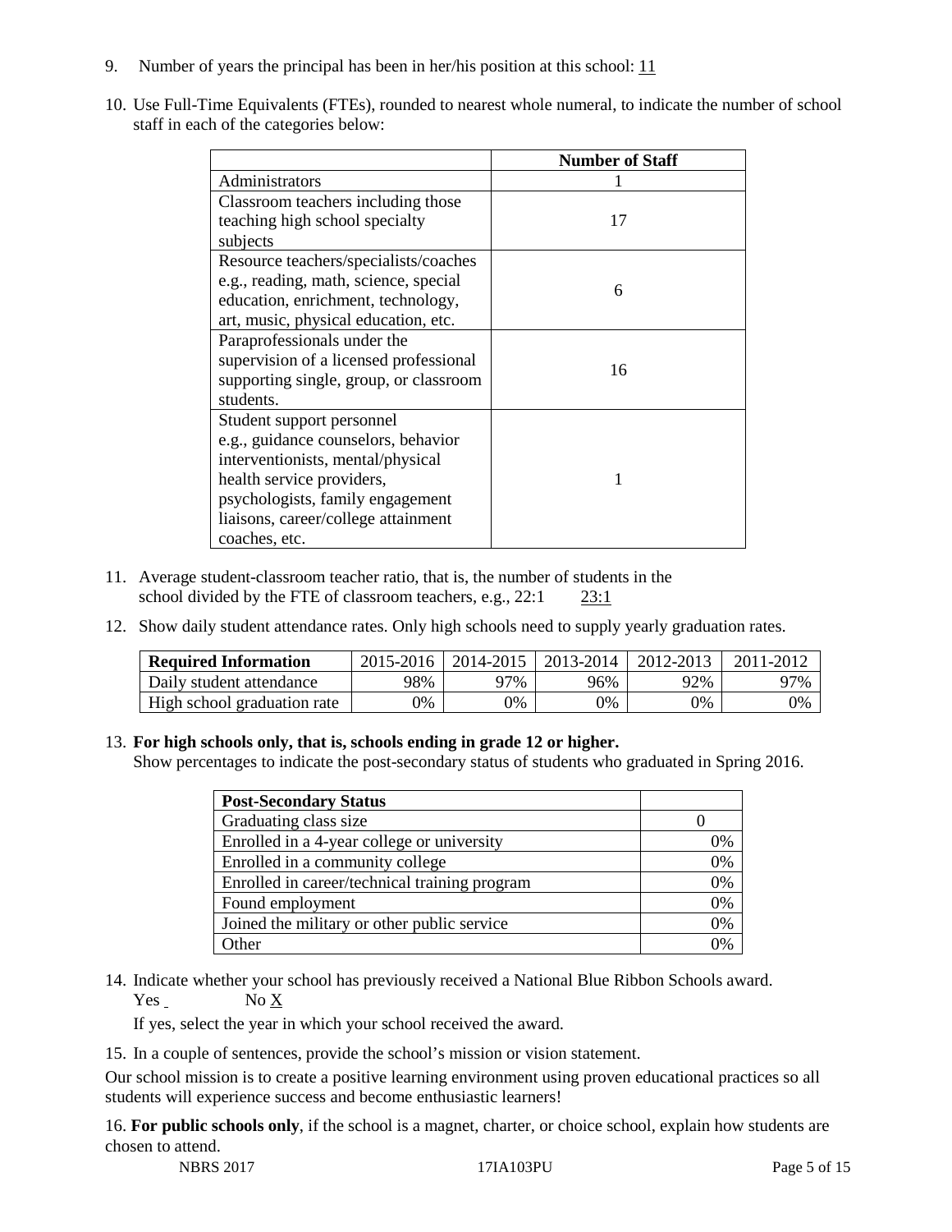9. Number of years the principal has been in her/his position at this school: 11

10. Use Full-Time Equivalents (FTEs), rounded to nearest whole numeral, to indicate the number of school staff in each of the categories below:

| | Number of Staff |
|---|---|
| Administrators | 1 |
| Classroom teachers including those teaching high school specialty subjects | 17 |
| Resource teachers/specialists/coaches e.g., reading, math, science, special education, enrichment, technology, art, music, physical education, etc. | 6 |
| Paraprofessionals under the supervision of a licensed professional supporting single, group, or classroom students. | 16 |
| Student support personnel e.g., guidance counselors, behavior interventionists, mental/physical health service providers, psychologists, family engagement liaisons, career/college attainment coaches, etc. | 1 |

11. Average student-classroom teacher ratio, that is, the number of students in the school divided by the FTE of classroom teachers, e.g., 22:1 23:1

12. Show daily student attendance rates. Only high schools need to supply yearly graduation rates.

| Required Information | 2015-2016 | 2014-2015 | 2013-2014 | 2012-2013 | 2011-2012 |
|---|---|---|---|---|---|
| Daily student attendance | 98% | 97% | 96% | 92% | 97% |
| High school graduation rate | 0% | 0% | 0% | 0% | 0% |

13. **For high schools only, that is, schools ending in grade 12 or higher.**
Show percentages to indicate the post-secondary status of students who graduated in Spring 2016.

| Post-Secondary Status | |
|---|---|
| Graduating class size | 0 |
| Enrolled in a 4-year college or university | 0% |
| Enrolled in a community college | 0% |
| Enrolled in career/technical training program | 0% |
| Found employment | 0% |
| Joined the military or other public service | 0% |
| Other | 0% |

14. Indicate whether your school has previously received a National Blue Ribbon Schools award.
Yes No X

If yes, select the year in which your school received the award.

15. In a couple of sentences, provide the school's mission or vision statement.

Our school mission is to create a positive learning environment using proven educational practices so all students will experience success and become enthusiastic learners!

16. **For public schools only**, if the school is a magnet, charter, or choice school, explain how students are chosen to attend.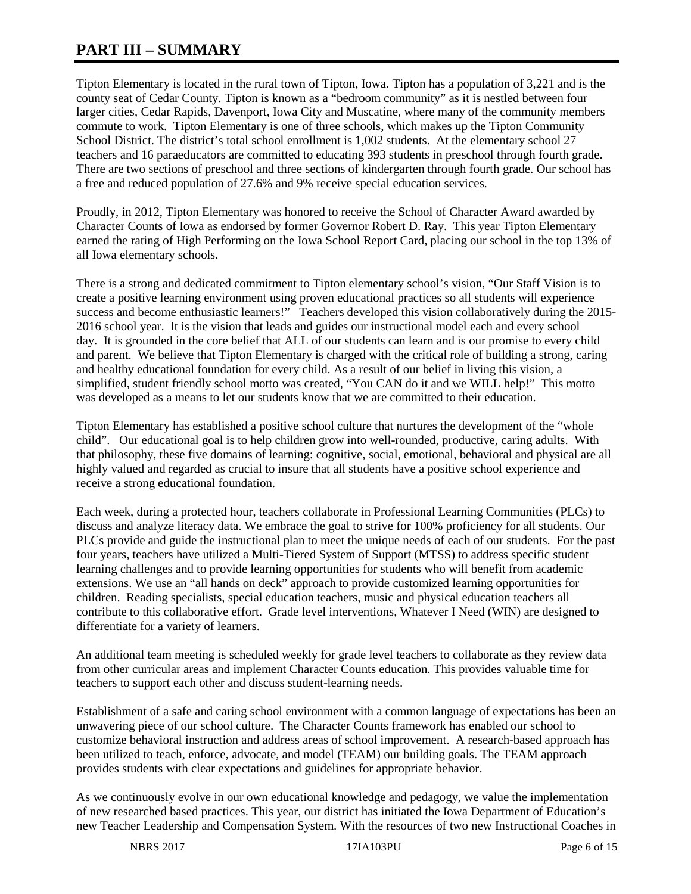# PART III – SUMMARY

Tipton Elementary is located in the rural town of Tipton, Iowa. Tipton has a population of 3,221 and is the county seat of Cedar County. Tipton is known as a "bedroom community" as it is nestled between four larger cities, Cedar Rapids, Davenport, Iowa City and Muscatine, where many of the community members commute to work. Tipton Elementary is one of three schools, which makes up the Tipton Community School District. The district's total school enrollment is 1,002 students. At the elementary school 27 teachers and 16 paraeducators are committed to educating 393 students in preschool through fourth grade. There are two sections of preschool and three sections of kindergarten through fourth grade. Our school has a free and reduced population of 27.6% and 9% receive special education services.

Proudly, in 2012, Tipton Elementary was honored to receive the School of Character Award awarded by Character Counts of Iowa as endorsed by former Governor Robert D. Ray. This year Tipton Elementary earned the rating of High Performing on the Iowa School Report Card, placing our school in the top 13% of all Iowa elementary schools.

There is a strong and dedicated commitment to Tipton elementary school's vision, "Our Staff Vision is to create a positive learning environment using proven educational practices so all students will experience success and become enthusiastic learners!" Teachers developed this vision collaboratively during the 2015-2016 school year. It is the vision that leads and guides our instructional model each and every school day. It is grounded in the core belief that ALL of our students can learn and is our promise to every child and parent. We believe that Tipton Elementary is charged with the critical role of building a strong, caring and healthy educational foundation for every child. As a result of our belief in living this vision, a simplified, student friendly school motto was created, "You CAN do it and we WILL help!" This motto was developed as a means to let our students know that we are committed to their education.

Tipton Elementary has established a positive school culture that nurtures the development of the "whole child". Our educational goal is to help children grow into well-rounded, productive, caring adults. With that philosophy, these five domains of learning: cognitive, social, emotional, behavioral and physical are all highly valued and regarded as crucial to insure that all students have a positive school experience and receive a strong educational foundation.

Each week, during a protected hour, teachers collaborate in Professional Learning Communities (PLCs) to discuss and analyze literacy data. We embrace the goal to strive for 100% proficiency for all students. Our PLCs provide and guide the instructional plan to meet the unique needs of each of our students. For the past four years, teachers have utilized a Multi-Tiered System of Support (MTSS) to address specific student learning challenges and to provide learning opportunities for students who will benefit from academic extensions. We use an "all hands on deck" approach to provide customized learning opportunities for children. Reading specialists, special education teachers, music and physical education teachers all contribute to this collaborative effort. Grade level interventions, Whatever I Need (WIN) are designed to differentiate for a variety of learners.

An additional team meeting is scheduled weekly for grade level teachers to collaborate as they review data from other curricular areas and implement Character Counts education. This provides valuable time for teachers to support each other and discuss student-learning needs.

Establishment of a safe and caring school environment with a common language of expectations has been an unwavering piece of our school culture. The Character Counts framework has enabled our school to customize behavioral instruction and address areas of school improvement. A research-based approach has been utilized to teach, enforce, advocate, and model (TEAM) our building goals. The TEAM approach provides students with clear expectations and guidelines for appropriate behavior.

As we continuously evolve in our own educational knowledge and pedagogy, we value the implementation of new researched based practices. This year, our district has initiated the Iowa Department of Education's new Teacher Leadership and Compensation System. With the resources of two new Instructional Coaches in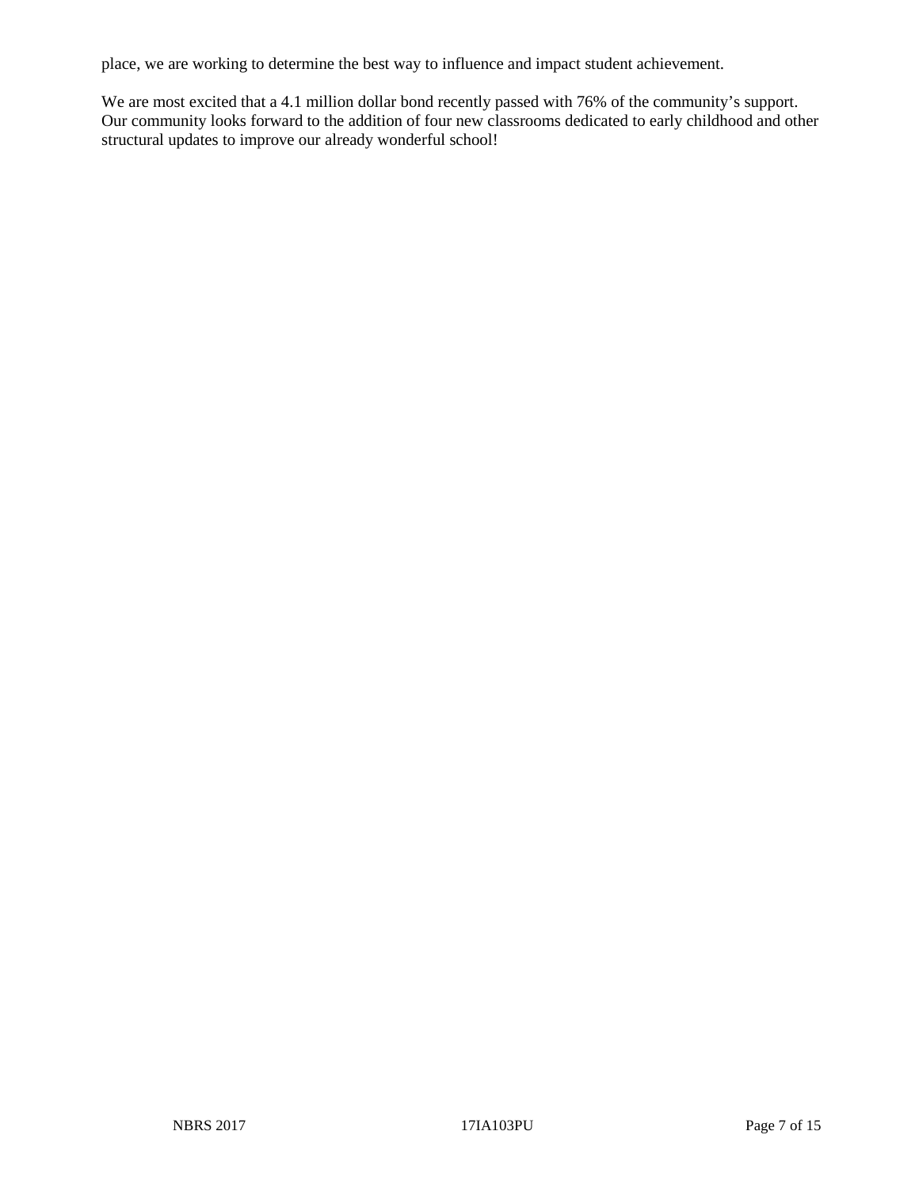place, we are working to determine the best way to influence and impact student achievement.

We are most excited that a 4.1 million dollar bond recently passed with 76% of the community's support. Our community looks forward to the addition of four new classrooms dedicated to early childhood and other structural updates to improve our already wonderful school!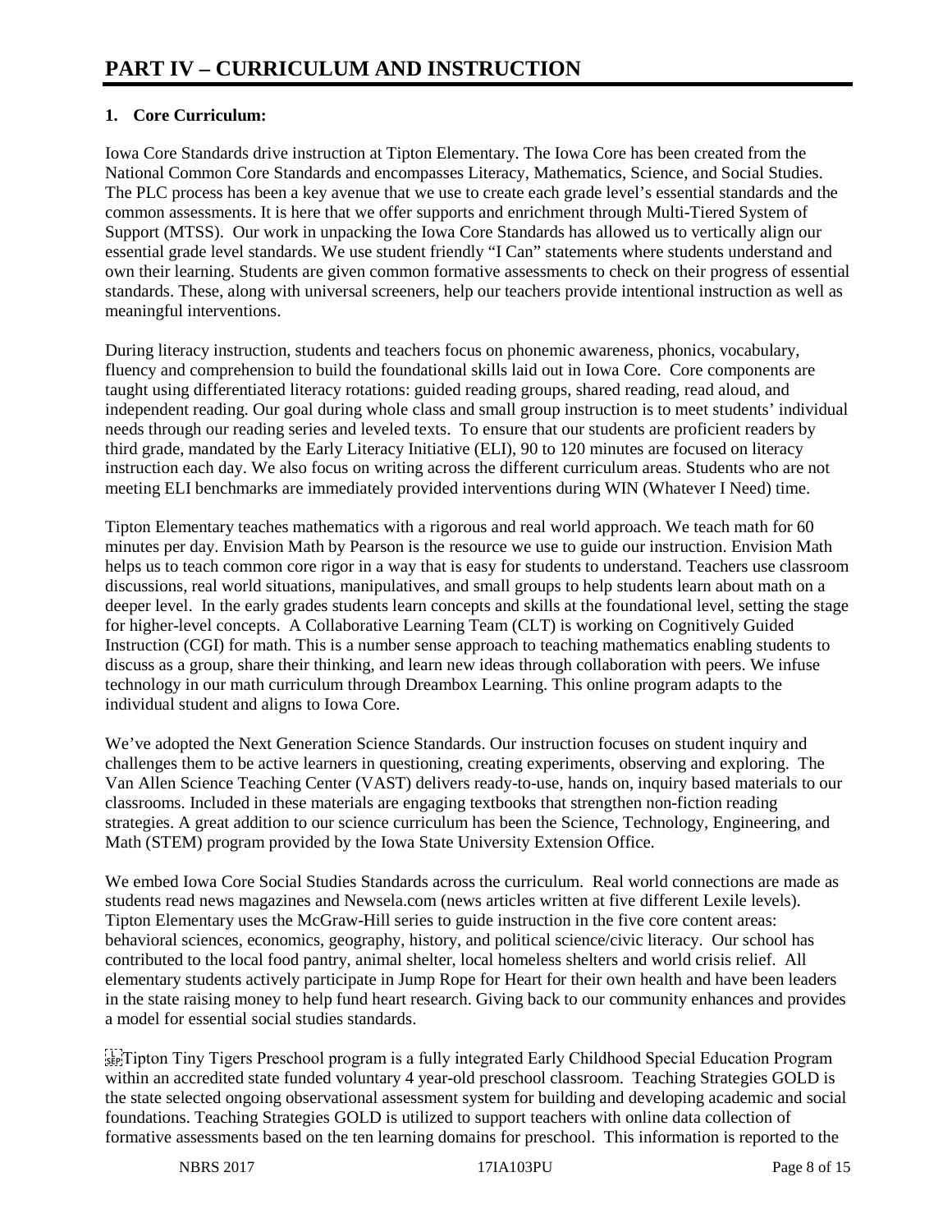# PART IV – CURRICULUM AND INSTRUCTION

## 1. Core Curriculum:

Iowa Core Standards drive instruction at Tipton Elementary. The Iowa Core has been created from the National Common Core Standards and encompasses Literacy, Mathematics, Science, and Social Studies. The PLC process has been a key avenue that we use to create each grade level's essential standards and the common assessments. It is here that we offer supports and enrichment through Multi-Tiered System of Support (MTSS). Our work in unpacking the Iowa Core Standards has allowed us to vertically align our essential grade level standards. We use student friendly "I Can" statements where students understand and own their learning. Students are given common formative assessments to check on their progress of essential standards. These, along with universal screeners, help our teachers provide intentional instruction as well as meaningful interventions.

During literacy instruction, students and teachers focus on phonemic awareness, phonics, vocabulary, fluency and comprehension to build the foundational skills laid out in Iowa Core. Core components are taught using differentiated literacy rotations: guided reading groups, shared reading, read aloud, and independent reading. Our goal during whole class and small group instruction is to meet students' individual needs through our reading series and leveled texts. To ensure that our students are proficient readers by third grade, mandated by the Early Literacy Initiative (ELI), 90 to 120 minutes are focused on literacy instruction each day. We also focus on writing across the different curriculum areas. Students who are not meeting ELI benchmarks are immediately provided interventions during WIN (Whatever I Need) time.

Tipton Elementary teaches mathematics with a rigorous and real world approach. We teach math for 60 minutes per day. Envision Math by Pearson is the resource we use to guide our instruction. Envision Math helps us to teach common core rigor in a way that is easy for students to understand. Teachers use classroom discussions, real world situations, manipulatives, and small groups to help students learn about math on a deeper level. In the early grades students learn concepts and skills at the foundational level, setting the stage for higher-level concepts. A Collaborative Learning Team (CLT) is working on Cognitively Guided Instruction (CGI) for math. This is a number sense approach to teaching mathematics enabling students to discuss as a group, share their thinking, and learn new ideas through collaboration with peers. We infuse technology in our math curriculum through Dreambox Learning. This online program adapts to the individual student and aligns to Iowa Core.

We've adopted the Next Generation Science Standards. Our instruction focuses on student inquiry and challenges them to be active learners in questioning, creating experiments, observing and exploring. The Van Allen Science Teaching Center (VAST) delivers ready-to-use, hands on, inquiry based materials to our classrooms. Included in these materials are engaging textbooks that strengthen non-fiction reading strategies. A great addition to our science curriculum has been the Science, Technology, Engineering, and Math (STEM) program provided by the Iowa State University Extension Office.

We embed Iowa Core Social Studies Standards across the curriculum. Real world connections are made as students read news magazines and Newsela.com (news articles written at five different Lexile levels). Tipton Elementary uses the McGraw-Hill series to guide instruction in the five core content areas: behavioral sciences, economics, geography, history, and political science/civic literacy. Our school has contributed to the local food pantry, animal shelter, local homeless shelters and world crisis relief. All elementary students actively participate in Jump Rope for Heart for their own health and have been leaders in the state raising money to help fund heart research. Giving back to our community enhances and provides a model for essential social studies standards.

Tipton Tiny Tigers Preschool program is a fully integrated Early Childhood Special Education Program within an accredited state funded voluntary 4 year-old preschool classroom. Teaching Strategies GOLD is the state selected ongoing observational assessment system for building and developing academic and social foundations. Teaching Strategies GOLD is utilized to support teachers with online data collection of formative assessments based on the ten learning domains for preschool. This information is reported to the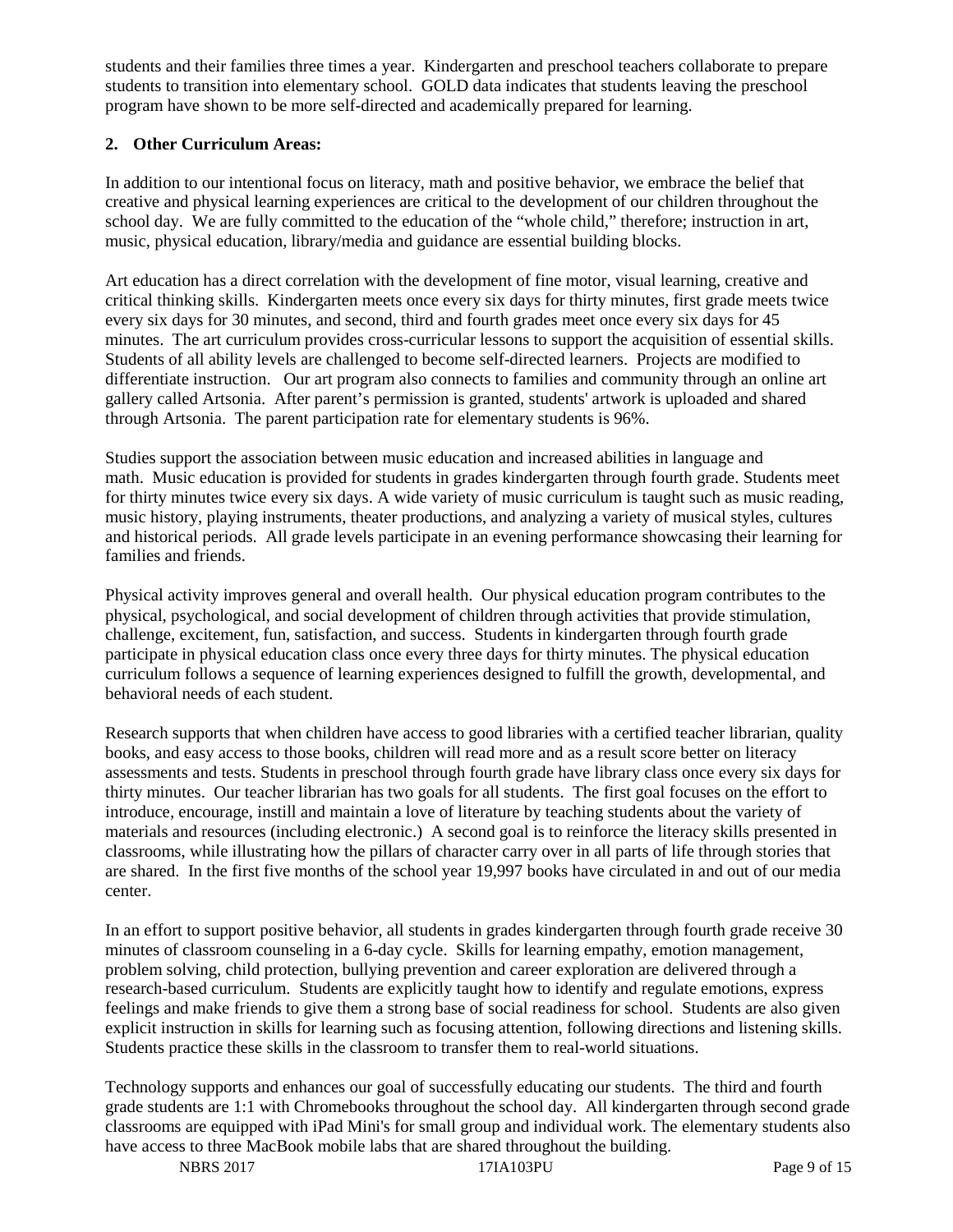students and their families three times a year. Kindergarten and preschool teachers collaborate to prepare students to transition into elementary school. GOLD data indicates that students leaving the preschool program have shown to be more self-directed and academically prepared for learning.

**2. Other Curriculum Areas:**

In addition to our intentional focus on literacy, math and positive behavior, we embrace the belief that creative and physical learning experiences are critical to the development of our children throughout the school day. We are fully committed to the education of the "whole child," therefore; instruction in art, music, physical education, library/media and guidance are essential building blocks.

Art education has a direct correlation with the development of fine motor, visual learning, creative and critical thinking skills. Kindergarten meets once every six days for thirty minutes, first grade meets twice every six days for 30 minutes, and second, third and fourth grades meet once every six days for 45 minutes. The art curriculum provides cross-curricular lessons to support the acquisition of essential skills. Students of all ability levels are challenged to become self-directed learners. Projects are modified to differentiate instruction. Our art program also connects to families and community through an online art gallery called Artsonia. After parent's permission is granted, students' artwork is uploaded and shared through Artsonia. The parent participation rate for elementary students is 96%.

Studies support the association between music education and increased abilities in language and math. Music education is provided for students in grades kindergarten through fourth grade. Students meet for thirty minutes twice every six days. A wide variety of music curriculum is taught such as music reading, music history, playing instruments, theater productions, and analyzing a variety of musical styles, cultures and historical periods. All grade levels participate in an evening performance showcasing their learning for families and friends.

Physical activity improves general and overall health. Our physical education program contributes to the physical, psychological, and social development of children through activities that provide stimulation, challenge, excitement, fun, satisfaction, and success. Students in kindergarten through fourth grade participate in physical education class once every three days for thirty minutes. The physical education curriculum follows a sequence of learning experiences designed to fulfill the growth, developmental, and behavioral needs of each student.

Research supports that when children have access to good libraries with a certified teacher librarian, quality books, and easy access to those books, children will read more and as a result score better on literacy assessments and tests. Students in preschool through fourth grade have library class once every six days for thirty minutes. Our teacher librarian has two goals for all students. The first goal focuses on the effort to introduce, encourage, instill and maintain a love of literature by teaching students about the variety of materials and resources (including electronic.) A second goal is to reinforce the literacy skills presented in classrooms, while illustrating how the pillars of character carry over in all parts of life through stories that are shared. In the first five months of the school year 19,997 books have circulated in and out of our media center.

In an effort to support positive behavior, all students in grades kindergarten through fourth grade receive 30 minutes of classroom counseling in a 6-day cycle. Skills for learning empathy, emotion management, problem solving, child protection, bullying prevention and career exploration are delivered through a research-based curriculum. Students are explicitly taught how to identify and regulate emotions, express feelings and make friends to give them a strong base of social readiness for school. Students are also given explicit instruction in skills for learning such as focusing attention, following directions and listening skills. Students practice these skills in the classroom to transfer them to real-world situations.

Technology supports and enhances our goal of successfully educating our students. The third and fourth grade students are 1:1 with Chromebooks throughout the school day. All kindergarten through second grade classrooms are equipped with iPad Mini's for small group and individual work. The elementary students also have access to three MacBook mobile labs that are shared throughout the building.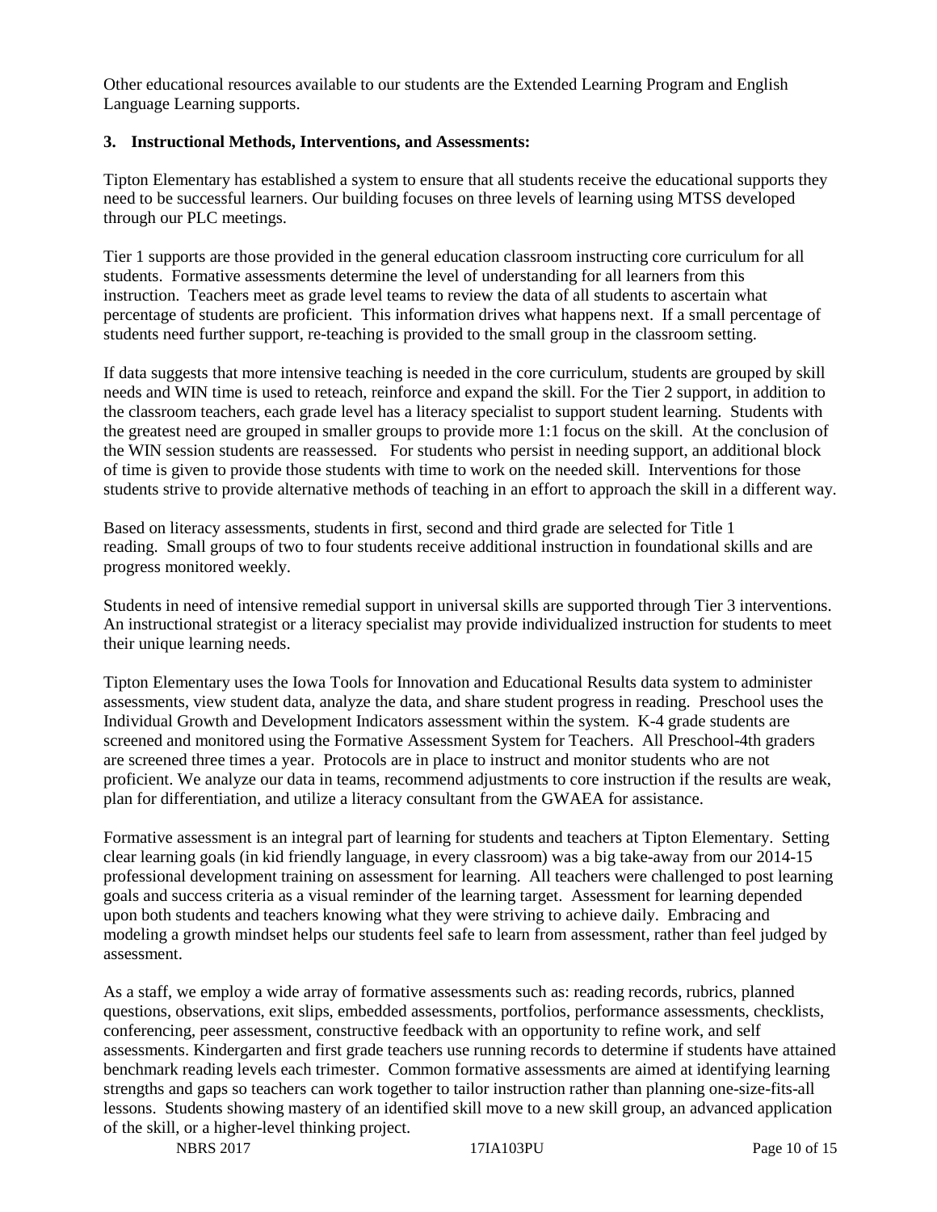Other educational resources available to our students are the Extended Learning Program and English Language Learning supports.

**3. Instructional Methods, Interventions, and Assessments:**

Tipton Elementary has established a system to ensure that all students receive the educational supports they need to be successful learners. Our building focuses on three levels of learning using MTSS developed through our PLC meetings.

Tier 1 supports are those provided in the general education classroom instructing core curriculum for all students. Formative assessments determine the level of understanding for all learners from this instruction. Teachers meet as grade level teams to review the data of all students to ascertain what percentage of students are proficient. This information drives what happens next. If a small percentage of students need further support, re-teaching is provided to the small group in the classroom setting.

If data suggests that more intensive teaching is needed in the core curriculum, students are grouped by skill needs and WIN time is used to reteach, reinforce and expand the skill. For the Tier 2 support, in addition to the classroom teachers, each grade level has a literacy specialist to support student learning. Students with the greatest need are grouped in smaller groups to provide more 1:1 focus on the skill. At the conclusion of the WIN session students are reassessed. For students who persist in needing support, an additional block of time is given to provide those students with time to work on the needed skill. Interventions for those students strive to provide alternative methods of teaching in an effort to approach the skill in a different way.

Based on literacy assessments, students in first, second and third grade are selected for Title 1 reading. Small groups of two to four students receive additional instruction in foundational skills and are progress monitored weekly.

Students in need of intensive remedial support in universal skills are supported through Tier 3 interventions. An instructional strategist or a literacy specialist may provide individualized instruction for students to meet their unique learning needs.

Tipton Elementary uses the Iowa Tools for Innovation and Educational Results data system to administer assessments, view student data, analyze the data, and share student progress in reading. Preschool uses the Individual Growth and Development Indicators assessment within the system. K-4 grade students are screened and monitored using the Formative Assessment System for Teachers. All Preschool-4th graders are screened three times a year. Protocols are in place to instruct and monitor students who are not proficient. We analyze our data in teams, recommend adjustments to core instruction if the results are weak, plan for differentiation, and utilize a literacy consultant from the GWAEA for assistance.

Formative assessment is an integral part of learning for students and teachers at Tipton Elementary. Setting clear learning goals (in kid friendly language, in every classroom) was a big take-away from our 2014-15 professional development training on assessment for learning. All teachers were challenged to post learning goals and success criteria as a visual reminder of the learning target. Assessment for learning depended upon both students and teachers knowing what they were striving to achieve daily. Embracing and modeling a growth mindset helps our students feel safe to learn from assessment, rather than feel judged by assessment.

As a staff, we employ a wide array of formative assessments such as: reading records, rubrics, planned questions, observations, exit slips, embedded assessments, portfolios, performance assessments, checklists, conferencing, peer assessment, constructive feedback with an opportunity to refine work, and self assessments. Kindergarten and first grade teachers use running records to determine if students have attained benchmark reading levels each trimester. Common formative assessments are aimed at identifying learning strengths and gaps so teachers can work together to tailor instruction rather than planning one-size-fits-all lessons. Students showing mastery of an identified skill move to a new skill group, an advanced application of the skill, or a higher-level thinking project.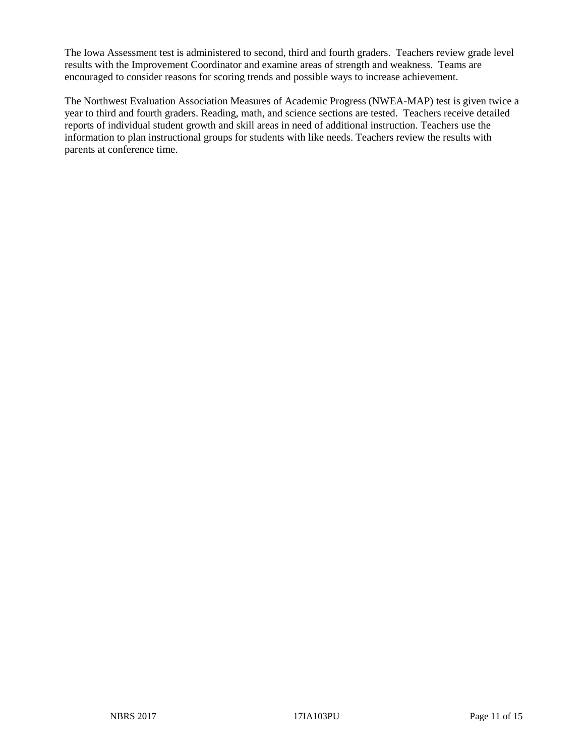The Iowa Assessment test is administered to second, third and fourth graders. Teachers review grade level results with the Improvement Coordinator and examine areas of strength and weakness. Teams are encouraged to consider reasons for scoring trends and possible ways to increase achievement.

The Northwest Evaluation Association Measures of Academic Progress (NWEA-MAP) test is given twice a year to third and fourth graders. Reading, math, and science sections are tested. Teachers receive detailed reports of individual student growth and skill areas in need of additional instruction. Teachers use the information to plan instructional groups for students with like needs. Teachers review the results with parents at conference time.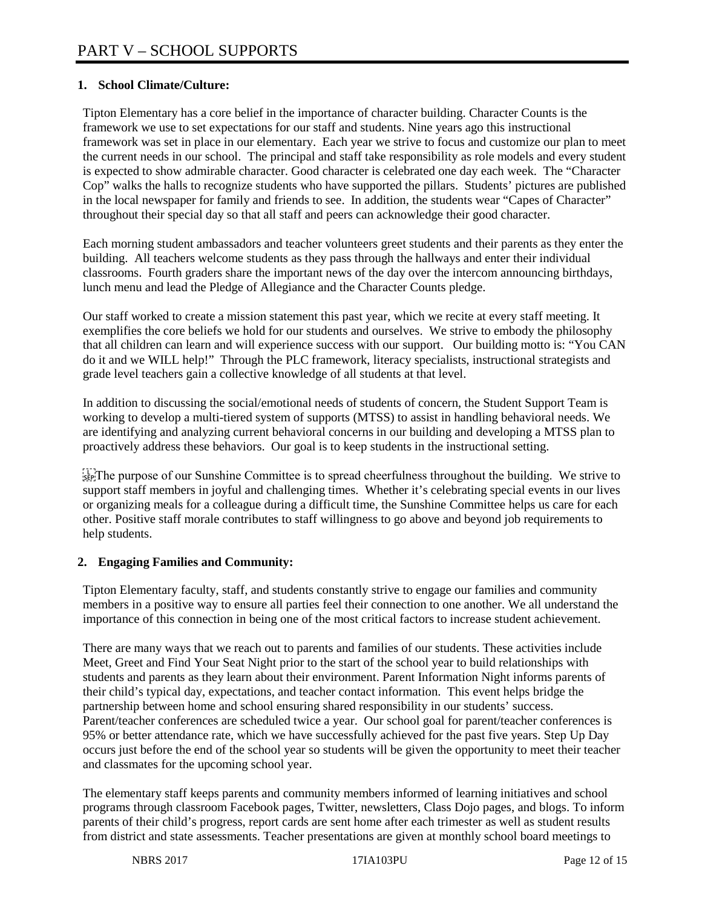# PART V – SCHOOL SUPPORTS

**1. School Climate/Culture:**

Tipton Elementary has a core belief in the importance of character building. Character Counts is the framework we use to set expectations for our staff and students. Nine years ago this instructional framework was set in place in our elementary. Each year we strive to focus and customize our plan to meet the current needs in our school. The principal and staff take responsibility as role models and every student is expected to show admirable character. Good character is celebrated one day each week. The "Character Cop" walks the halls to recognize students who have supported the pillars. Students' pictures are published in the local newspaper for family and friends to see. In addition, the students wear "Capes of Character" throughout their special day so that all staff and peers can acknowledge their good character.

Each morning student ambassadors and teacher volunteers greet students and their parents as they enter the building. All teachers welcome students as they pass through the hallways and enter their individual classrooms. Fourth graders share the important news of the day over the intercom announcing birthdays, lunch menu and lead the Pledge of Allegiance and the Character Counts pledge.

Our staff worked to create a mission statement this past year, which we recite at every staff meeting. It exemplifies the core beliefs we hold for our students and ourselves. We strive to embody the philosophy that all children can learn and will experience success with our support. Our building motto is: "You CAN do it and we WILL help!" Through the PLC framework, literacy specialists, instructional strategists and grade level teachers gain a collective knowledge of all students at that level.

In addition to discussing the social/emotional needs of students of concern, the Student Support Team is working to develop a multi-tiered system of supports (MTSS) to assist in handling behavioral needs. We are identifying and analyzing current behavioral concerns in our building and developing a MTSS plan to proactively address these behaviors. Our goal is to keep students in the instructional setting.

The purpose of our Sunshine Committee is to spread cheerfulness throughout the building. We strive to support staff members in joyful and challenging times. Whether it's celebrating special events in our lives or organizing meals for a colleague during a difficult time, the Sunshine Committee helps us care for each other. Positive staff morale contributes to staff willingness to go above and beyond job requirements to help students.

**2. Engaging Families and Community:**

Tipton Elementary faculty, staff, and students constantly strive to engage our families and community members in a positive way to ensure all parties feel their connection to one another. We all understand the importance of this connection in being one of the most critical factors to increase student achievement.

There are many ways that we reach out to parents and families of our students. These activities include Meet, Greet and Find Your Seat Night prior to the start of the school year to build relationships with students and parents as they learn about their environment. Parent Information Night informs parents of their child's typical day, expectations, and teacher contact information. This event helps bridge the partnership between home and school ensuring shared responsibility in our students' success. Parent/teacher conferences are scheduled twice a year. Our school goal for parent/teacher conferences is 95% or better attendance rate, which we have successfully achieved for the past five years. Step Up Day occurs just before the end of the school year so students will be given the opportunity to meet their teacher and classmates for the upcoming school year.

The elementary staff keeps parents and community members informed of learning initiatives and school programs through classroom Facebook pages, Twitter, newsletters, Class Dojo pages, and blogs. To inform parents of their child's progress, report cards are sent home after each trimester as well as student results from district and state assessments. Teacher presentations are given at monthly school board meetings to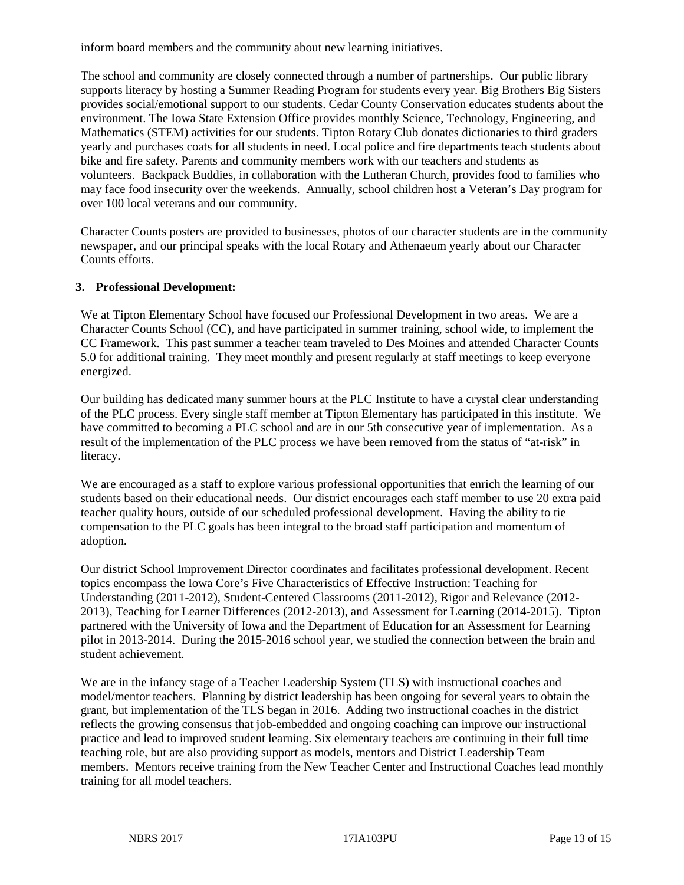inform board members and the community about new learning initiatives.

The school and community are closely connected through a number of partnerships. Our public library supports literacy by hosting a Summer Reading Program for students every year. Big Brothers Big Sisters provides social/emotional support to our students. Cedar County Conservation educates students about the environment. The Iowa State Extension Office provides monthly Science, Technology, Engineering, and Mathematics (STEM) activities for our students. Tipton Rotary Club donates dictionaries to third graders yearly and purchases coats for all students in need. Local police and fire departments teach students about bike and fire safety. Parents and community members work with our teachers and students as volunteers. Backpack Buddies, in collaboration with the Lutheran Church, provides food to families who may face food insecurity over the weekends. Annually, school children host a Veteran's Day program for over 100 local veterans and our community.

Character Counts posters are provided to businesses, photos of our character students are in the community newspaper, and our principal speaks with the local Rotary and Athenaeum yearly about our Character Counts efforts.

**3. Professional Development:**

We at Tipton Elementary School have focused our Professional Development in two areas. We are a Character Counts School (CC), and have participated in summer training, school wide, to implement the CC Framework. This past summer a teacher team traveled to Des Moines and attended Character Counts 5.0 for additional training. They meet monthly and present regularly at staff meetings to keep everyone energized.

Our building has dedicated many summer hours at the PLC Institute to have a crystal clear understanding of the PLC process. Every single staff member at Tipton Elementary has participated in this institute. We have committed to becoming a PLC school and are in our 5th consecutive year of implementation. As a result of the implementation of the PLC process we have been removed from the status of "at-risk" in literacy.

We are encouraged as a staff to explore various professional opportunities that enrich the learning of our students based on their educational needs. Our district encourages each staff member to use 20 extra paid teacher quality hours, outside of our scheduled professional development. Having the ability to tie compensation to the PLC goals has been integral to the broad staff participation and momentum of adoption.

Our district School Improvement Director coordinates and facilitates professional development. Recent topics encompass the Iowa Core's Five Characteristics of Effective Instruction: Teaching for Understanding (2011-2012), Student-Centered Classrooms (2011-2012), Rigor and Relevance (2012-2013), Teaching for Learner Differences (2012-2013), and Assessment for Learning (2014-2015). Tipton partnered with the University of Iowa and the Department of Education for an Assessment for Learning pilot in 2013-2014. During the 2015-2016 school year, we studied the connection between the brain and student achievement.

We are in the infancy stage of a Teacher Leadership System (TLS) with instructional coaches and model/mentor teachers. Planning by district leadership has been ongoing for several years to obtain the grant, but implementation of the TLS began in 2016. Adding two instructional coaches in the district reflects the growing consensus that job-embedded and ongoing coaching can improve our instructional practice and lead to improved student learning. Six elementary teachers are continuing in their full time teaching role, but are also providing support as models, mentors and District Leadership Team members. Mentors receive training from the New Teacher Center and Instructional Coaches lead monthly training for all model teachers.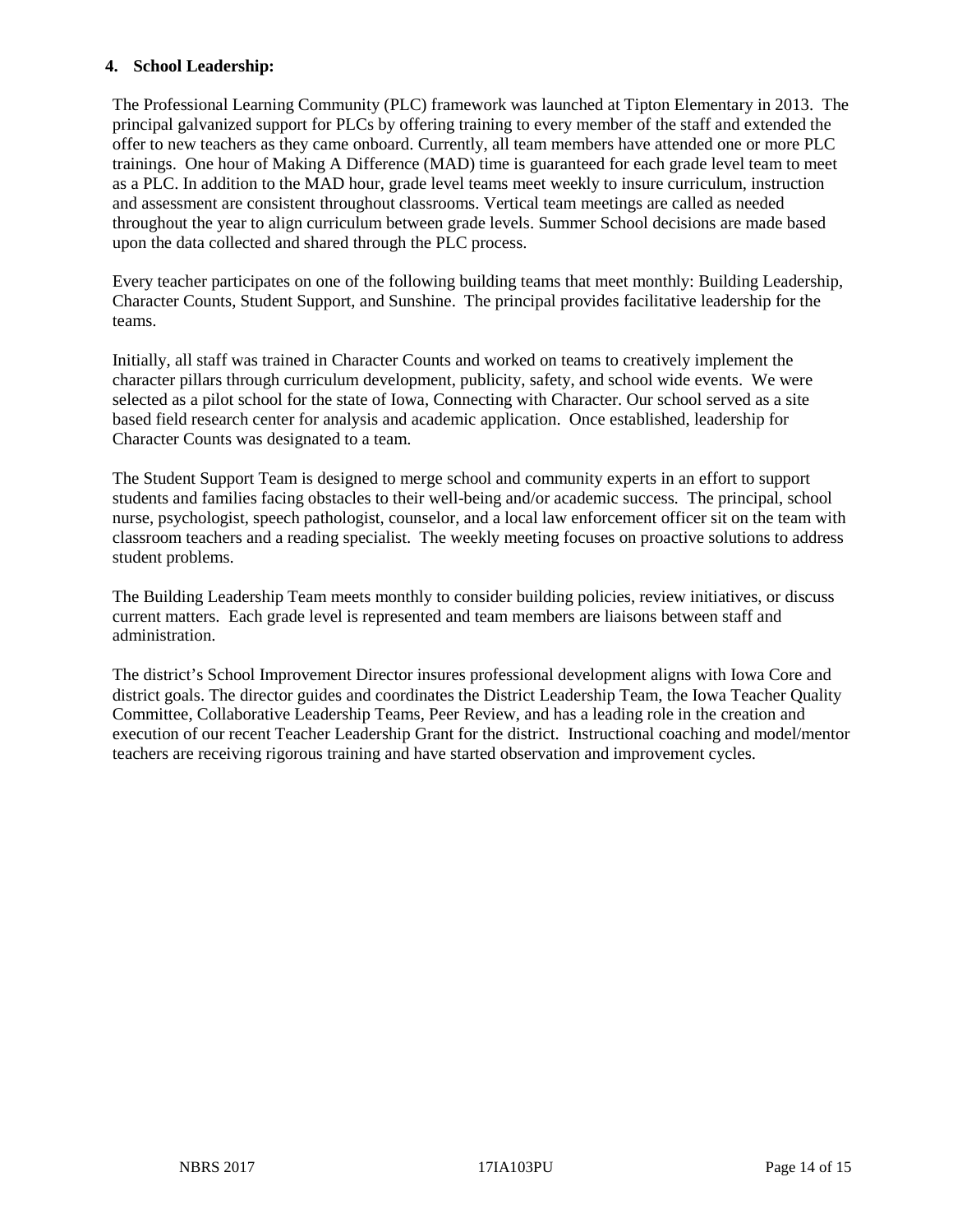**4. School Leadership:**

The Professional Learning Community (PLC) framework was launched at Tipton Elementary in 2013. The principal galvanized support for PLCs by offering training to every member of the staff and extended the offer to new teachers as they came onboard. Currently, all team members have attended one or more PLC trainings. One hour of Making A Difference (MAD) time is guaranteed for each grade level team to meet as a PLC. In addition to the MAD hour, grade level teams meet weekly to insure curriculum, instruction and assessment are consistent throughout classrooms. Vertical team meetings are called as needed throughout the year to align curriculum between grade levels. Summer School decisions are made based upon the data collected and shared through the PLC process.

Every teacher participates on one of the following building teams that meet monthly: Building Leadership, Character Counts, Student Support, and Sunshine. The principal provides facilitative leadership for the teams.

Initially, all staff was trained in Character Counts and worked on teams to creatively implement the character pillars through curriculum development, publicity, safety, and school wide events. We were selected as a pilot school for the state of Iowa, Connecting with Character. Our school served as a site based field research center for analysis and academic application. Once established, leadership for Character Counts was designated to a team.

The Student Support Team is designed to merge school and community experts in an effort to support students and families facing obstacles to their well-being and/or academic success. The principal, school nurse, psychologist, speech pathologist, counselor, and a local law enforcement officer sit on the team with classroom teachers and a reading specialist. The weekly meeting focuses on proactive solutions to address student problems.

The Building Leadership Team meets monthly to consider building policies, review initiatives, or discuss current matters. Each grade level is represented and team members are liaisons between staff and administration.

The district's School Improvement Director insures professional development aligns with Iowa Core and district goals. The director guides and coordinates the District Leadership Team, the Iowa Teacher Quality Committee, Collaborative Leadership Teams, Peer Review, and has a leading role in the creation and execution of our recent Teacher Leadership Grant for the district. Instructional coaching and model/mentor teachers are receiving rigorous training and have started observation and improvement cycles.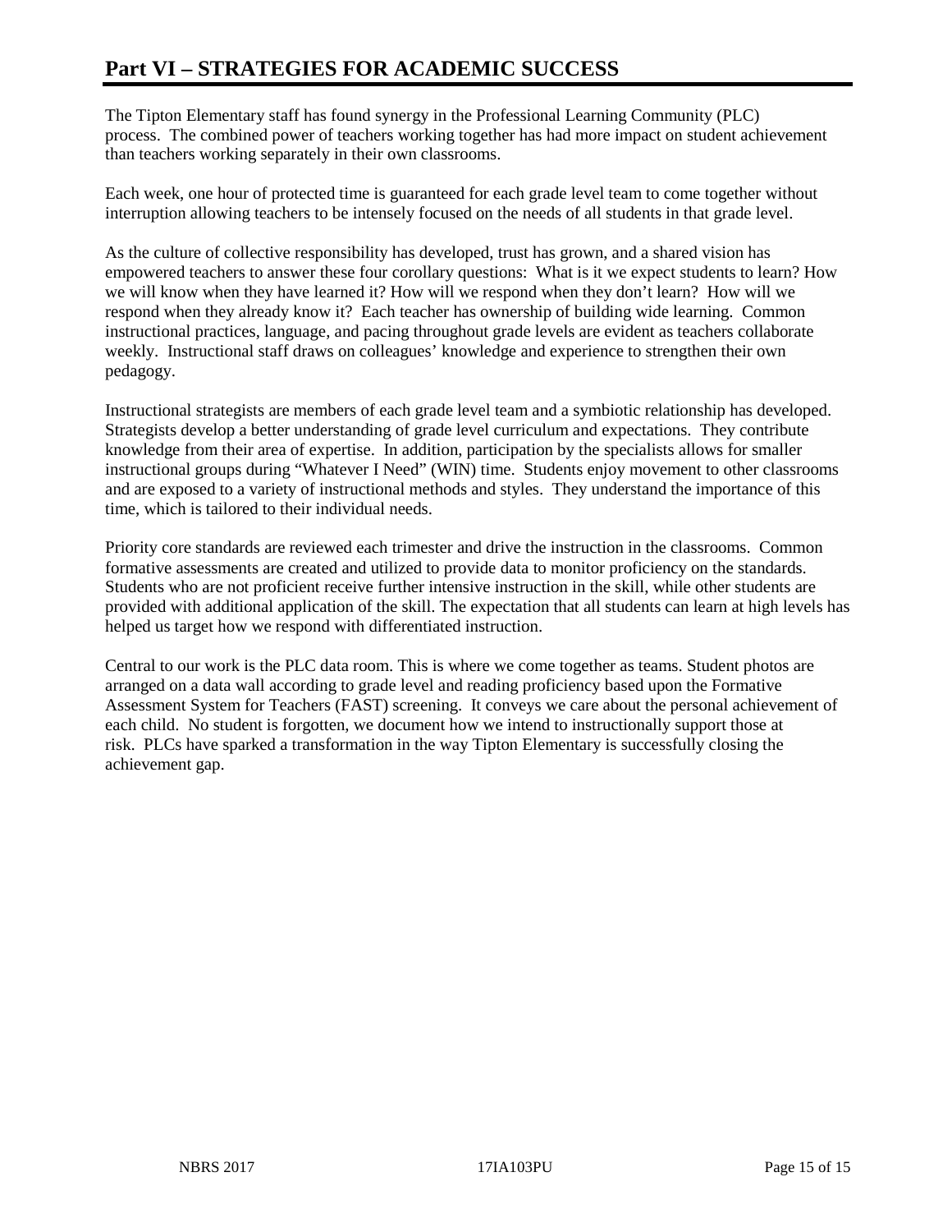# Part VI – STRATEGIES FOR ACADEMIC SUCCESS

The Tipton Elementary staff has found synergy in the Professional Learning Community (PLC) process. The combined power of teachers working together has had more impact on student achievement than teachers working separately in their own classrooms.

Each week, one hour of protected time is guaranteed for each grade level team to come together without interruption allowing teachers to be intensely focused on the needs of all students in that grade level.

As the culture of collective responsibility has developed, trust has grown, and a shared vision has empowered teachers to answer these four corollary questions: What is it we expect students to learn? How we will know when they have learned it? How will we respond when they don't learn? How will we respond when they already know it? Each teacher has ownership of building wide learning. Common instructional practices, language, and pacing throughout grade levels are evident as teachers collaborate weekly. Instructional staff draws on colleagues' knowledge and experience to strengthen their own pedagogy.

Instructional strategists are members of each grade level team and a symbiotic relationship has developed. Strategists develop a better understanding of grade level curriculum and expectations. They contribute knowledge from their area of expertise. In addition, participation by the specialists allows for smaller instructional groups during "Whatever I Need" (WIN) time. Students enjoy movement to other classrooms and are exposed to a variety of instructional methods and styles. They understand the importance of this time, which is tailored to their individual needs.

Priority core standards are reviewed each trimester and drive the instruction in the classrooms. Common formative assessments are created and utilized to provide data to monitor proficiency on the standards. Students who are not proficient receive further intensive instruction in the skill, while other students are provided with additional application of the skill. The expectation that all students can learn at high levels has helped us target how we respond with differentiated instruction.

Central to our work is the PLC data room. This is where we come together as teams. Student photos are arranged on a data wall according to grade level and reading proficiency based upon the Formative Assessment System for Teachers (FAST) screening. It conveys we care about the personal achievement of each child. No student is forgotten, we document how we intend to instructionally support those at risk. PLCs have sparked a transformation in the way Tipton Elementary is successfully closing the achievement gap.